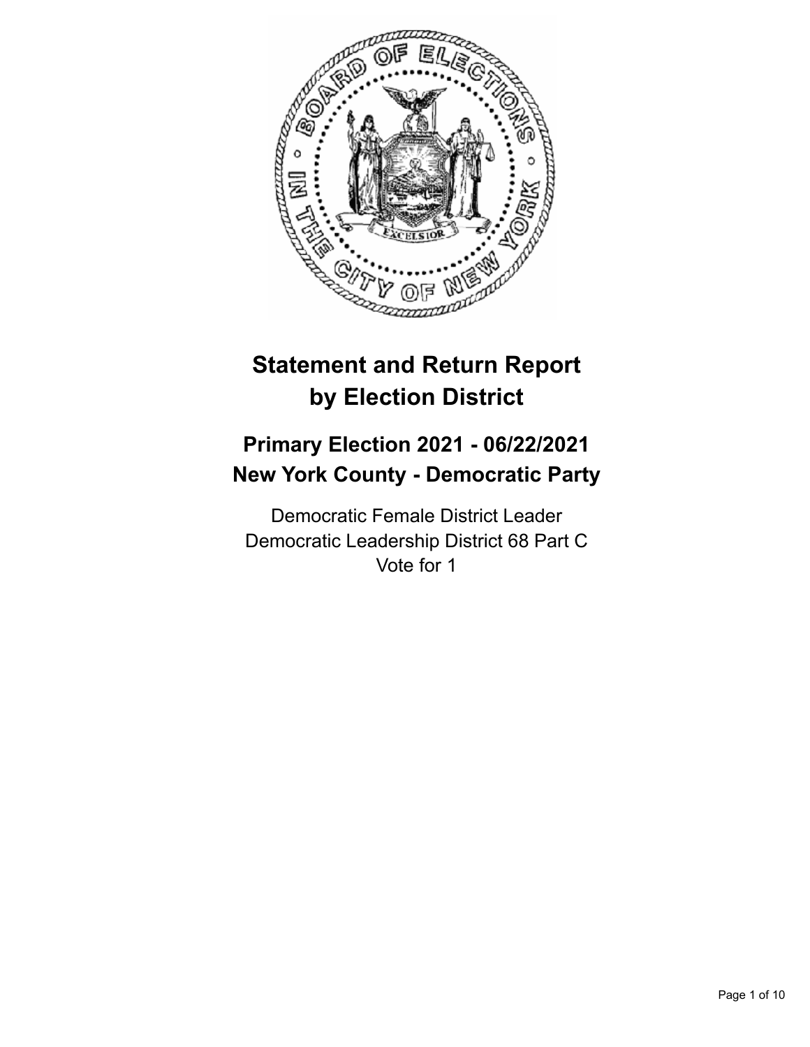# Statement and Return Report by Election District

## Primary Election 2021 - 06/22/2021
## New York County - Democratic Party

Democratic Female District Leader
Democratic Leadership District 68 Part C
Vote for 1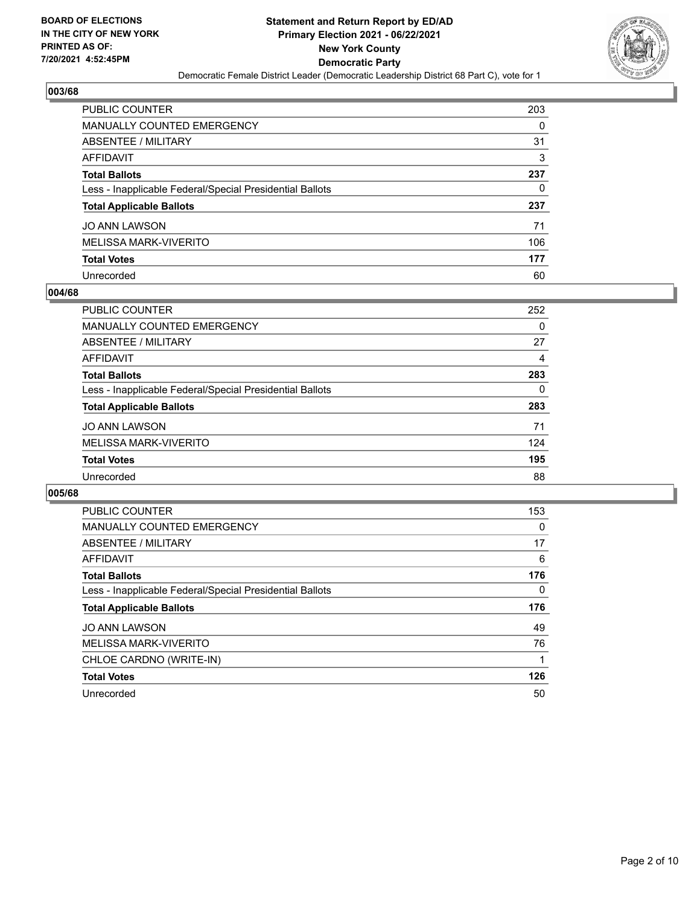## 003/68

| | |
|---|---|
| PUBLIC COUNTER | 203 |
| MANUALLY COUNTED EMERGENCY | 0 |
| ABSENTEE / MILITARY | 31 |
| AFFIDAVIT | 3 |
| **Total Ballots** | **237** |
| Less - Inapplicable Federal/Special Presidential Ballots | 0 |
| **Total Applicable Ballots** | **237** |
| JO ANN LAWSON | 71 |
| MELISSA MARK-VIVERITO | 106 |
| **Total Votes** | **177** |
| Unrecorded | 60 |

## 004/68

| | |
|---|---|
| PUBLIC COUNTER | 252 |
| MANUALLY COUNTED EMERGENCY | 0 |
| ABSENTEE / MILITARY | 27 |
| AFFIDAVIT | 4 |
| **Total Ballots** | **283** |
| Less - Inapplicable Federal/Special Presidential Ballots | 0 |
| **Total Applicable Ballots** | **283** |
| JO ANN LAWSON | 71 |
| MELISSA MARK-VIVERITO | 124 |
| **Total Votes** | **195** |
| Unrecorded | 88 |

## 005/68

| | |
|---|---|
| PUBLIC COUNTER | 153 |
| MANUALLY COUNTED EMERGENCY | 0 |
| ABSENTEE / MILITARY | 17 |
| AFFIDAVIT | 6 |
| **Total Ballots** | **176** |
| Less - Inapplicable Federal/Special Presidential Ballots | 0 |
| **Total Applicable Ballots** | **176** |
| JO ANN LAWSON | 49 |
| MELISSA MARK-VIVERITO | 76 |
| CHLOE CARDNO (WRITE-IN) | 1 |
| **Total Votes** | **126** |
| Unrecorded | 50 |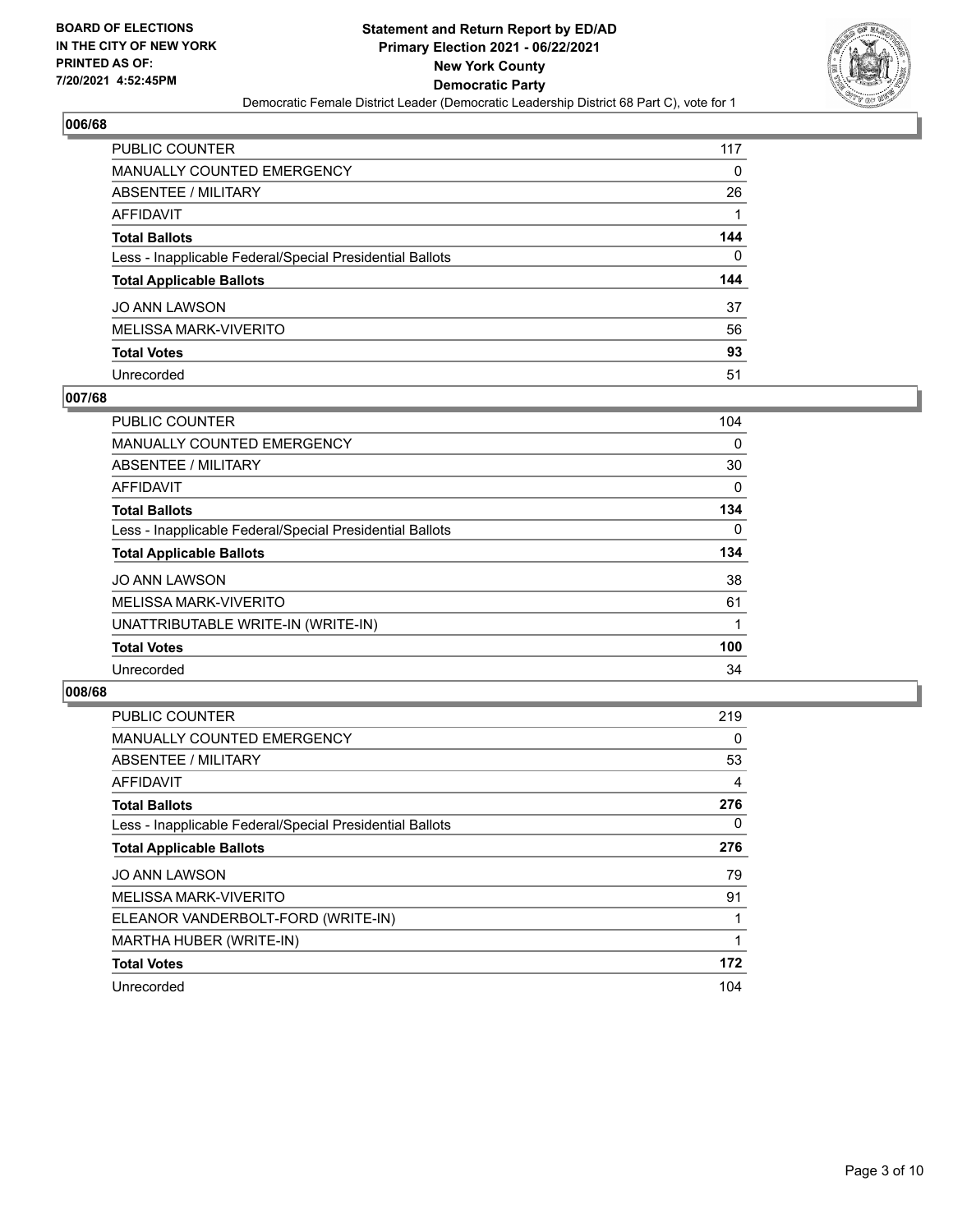**BOARD OF ELECTIONS IN THE CITY OF NEW YORK PRINTED AS OF: 7/20/2021 4:52:45PM**

**Statement and Return Report by ED/AD Primary Election 2021 - 06/22/2021 New York County Democratic Party**

Democratic Female District Leader (Democratic Leadership District 68 Part C), vote for 1

## 006/68

| | |
|---|---|
| PUBLIC COUNTER | 117 |
| MANUALLY COUNTED EMERGENCY | 0 |
| ABSENTEE / MILITARY | 26 |
| AFFIDAVIT | 1 |
| **Total Ballots** | **144** |
| Less - Inapplicable Federal/Special Presidential Ballots | 0 |
| **Total Applicable Ballots** | **144** |
| JO ANN LAWSON | 37 |
| MELISSA MARK-VIVERITO | 56 |
| **Total Votes** | **93** |
| Unrecorded | 51 |

## 007/68

| | |
|---|---|
| PUBLIC COUNTER | 104 |
| MANUALLY COUNTED EMERGENCY | 0 |
| ABSENTEE / MILITARY | 30 |
| AFFIDAVIT | 0 |
| **Total Ballots** | **134** |
| Less - Inapplicable Federal/Special Presidential Ballots | 0 |
| **Total Applicable Ballots** | **134** |
| JO ANN LAWSON | 38 |
| MELISSA MARK-VIVERITO | 61 |
| UNATTRIBUTABLE WRITE-IN (WRITE-IN) | 1 |
| **Total Votes** | **100** |
| Unrecorded | 34 |

## 008/68

| | |
|---|---|
| PUBLIC COUNTER | 219 |
| MANUALLY COUNTED EMERGENCY | 0 |
| ABSENTEE / MILITARY | 53 |
| AFFIDAVIT | 4 |
| **Total Ballots** | **276** |
| Less - Inapplicable Federal/Special Presidential Ballots | 0 |
| **Total Applicable Ballots** | **276** |
| JO ANN LAWSON | 79 |
| MELISSA MARK-VIVERITO | 91 |
| ELEANOR VANDERBOLT-FORD (WRITE-IN) | 1 |
| MARTHA HUBER (WRITE-IN) | 1 |
| **Total Votes** | **172** |
| Unrecorded | 104 |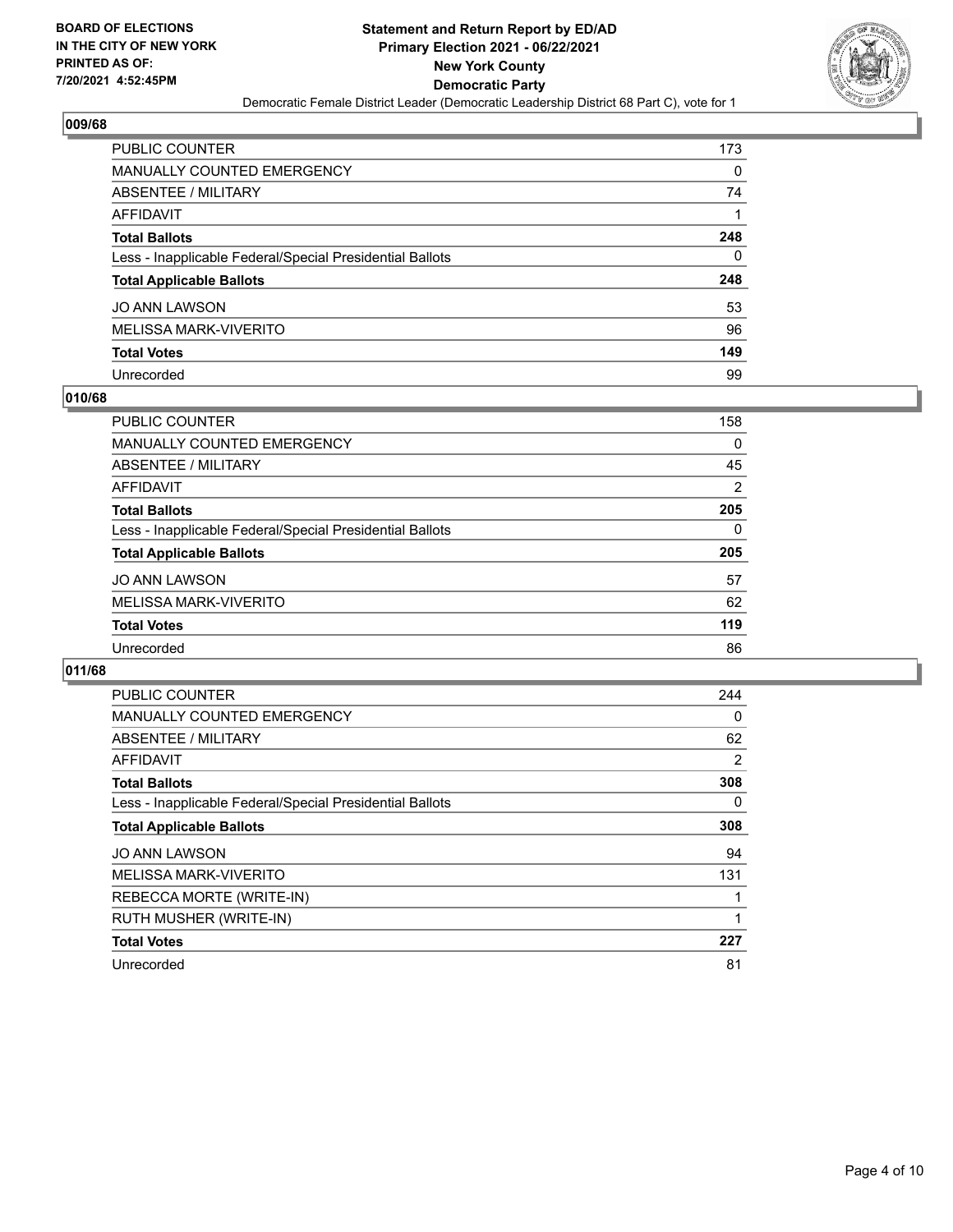## 009/68

| | |
|---|---|
| PUBLIC COUNTER | 173 |
| MANUALLY COUNTED EMERGENCY | 0 |
| ABSENTEE / MILITARY | 74 |
| AFFIDAVIT | 1 |
| **Total Ballots** | **248** |
| Less - Inapplicable Federal/Special Presidential Ballots | 0 |
| **Total Applicable Ballots** | **248** |
| JO ANN LAWSON | 53 |
| MELISSA MARK-VIVERITO | 96 |
| **Total Votes** | **149** |
| Unrecorded | 99 |

## 010/68

| | |
|---|---|
| PUBLIC COUNTER | 158 |
| MANUALLY COUNTED EMERGENCY | 0 |
| ABSENTEE / MILITARY | 45 |
| AFFIDAVIT | 2 |
| **Total Ballots** | **205** |
| Less - Inapplicable Federal/Special Presidential Ballots | 0 |
| **Total Applicable Ballots** | **205** |
| JO ANN LAWSON | 57 |
| MELISSA MARK-VIVERITO | 62 |
| **Total Votes** | **119** |
| Unrecorded | 86 |

## 011/68

| | |
|---|---|
| PUBLIC COUNTER | 244 |
| MANUALLY COUNTED EMERGENCY | 0 |
| ABSENTEE / MILITARY | 62 |
| AFFIDAVIT | 2 |
| **Total Ballots** | **308** |
| Less - Inapplicable Federal/Special Presidential Ballots | 0 |
| **Total Applicable Ballots** | **308** |
| JO ANN LAWSON | 94 |
| MELISSA MARK-VIVERITO | 131 |
| REBECCA MORTE (WRITE-IN) | 1 |
| RUTH MUSHER (WRITE-IN) | 1 |
| **Total Votes** | **227** |
| Unrecorded | 81 |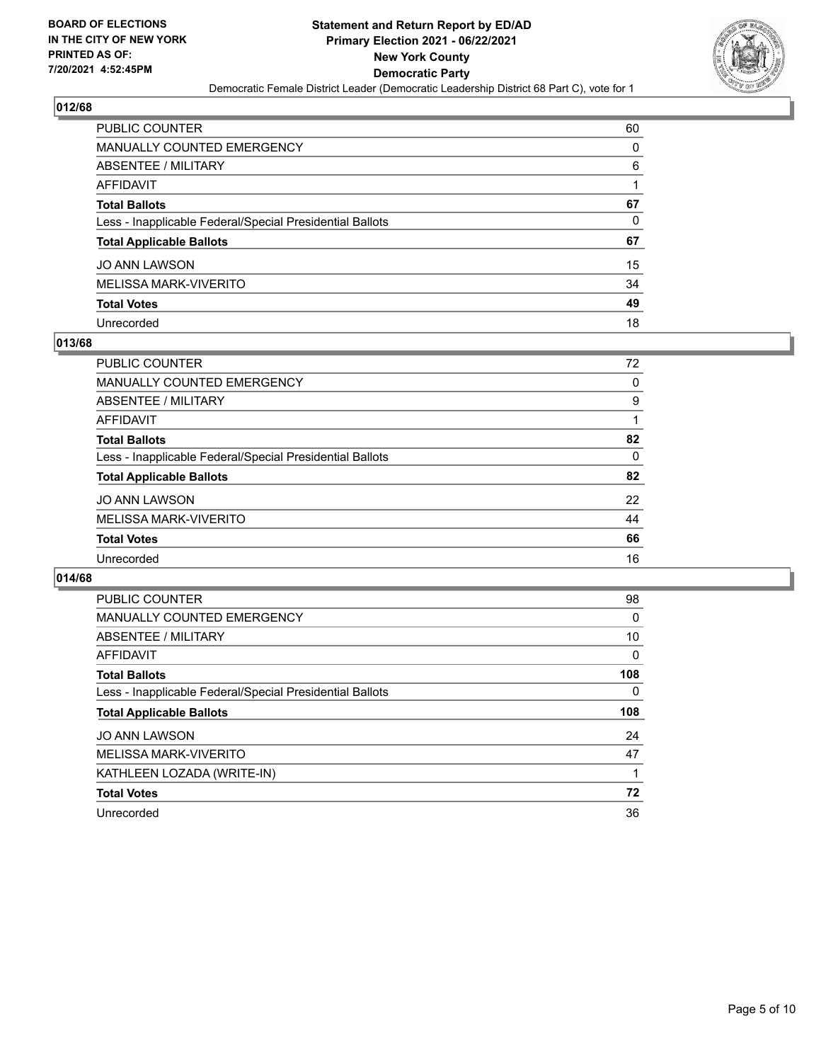BOARD OF ELECTIONS
IN THE CITY OF NEW YORK
PRINTED AS OF:
7/20/2021 4:52:45PM

**Statement and Return Report by ED/AD**
**Primary Election 2021 - 06/22/2021**
**New York County**
**Democratic Party**
Democratic Female District Leader (Democratic Leadership District 68 Part C), vote for 1

### 012/68

| | |
|---|---|
| PUBLIC COUNTER | 60 |
| MANUALLY COUNTED EMERGENCY | 0 |
| ABSENTEE / MILITARY | 6 |
| AFFIDAVIT | 1 |
| **Total Ballots** | **67** |
| Less - Inapplicable Federal/Special Presidential Ballots | 0 |
| **Total Applicable Ballots** | **67** |
| JO ANN LAWSON | 15 |
| MELISSA MARK-VIVERITO | 34 |
| **Total Votes** | **49** |
| Unrecorded | 18 |

### 013/68

| | |
|---|---|
| PUBLIC COUNTER | 72 |
| MANUALLY COUNTED EMERGENCY | 0 |
| ABSENTEE / MILITARY | 9 |
| AFFIDAVIT | 1 |
| **Total Ballots** | **82** |
| Less - Inapplicable Federal/Special Presidential Ballots | 0 |
| **Total Applicable Ballots** | **82** |
| JO ANN LAWSON | 22 |
| MELISSA MARK-VIVERITO | 44 |
| **Total Votes** | **66** |
| Unrecorded | 16 |

### 014/68

| | |
|---|---|
| PUBLIC COUNTER | 98 |
| MANUALLY COUNTED EMERGENCY | 0 |
| ABSENTEE / MILITARY | 10 |
| AFFIDAVIT | 0 |
| **Total Ballots** | **108** |
| Less - Inapplicable Federal/Special Presidential Ballots | 0 |
| **Total Applicable Ballots** | **108** |
| JO ANN LAWSON | 24 |
| MELISSA MARK-VIVERITO | 47 |
| KATHLEEN LOZADA (WRITE-IN) | 1 |
| **Total Votes** | **72** |
| Unrecorded | 36 |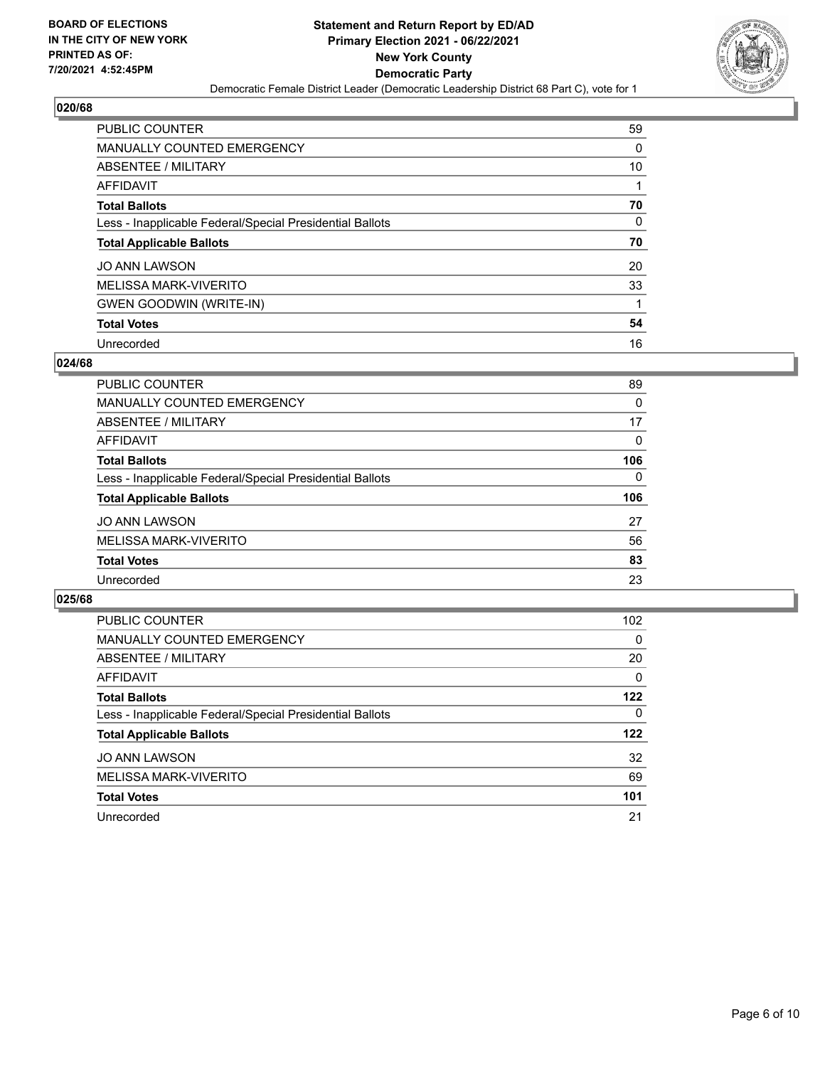**BOARD OF ELECTIONS IN THE CITY OF NEW YORK PRINTED AS OF: 7/20/2021 4:52:45PM**

**Statement and Return Report by ED/AD Primary Election 2021 - 06/22/2021 New York County Democratic Party**

Democratic Female District Leader (Democratic Leadership District 68 Part C), vote for 1

## 020/68

| | |
|---|---|
| PUBLIC COUNTER | 59 |
| MANUALLY COUNTED EMERGENCY | 0 |
| ABSENTEE / MILITARY | 10 |
| AFFIDAVIT | 1 |
| **Total Ballots** | **70** |
| Less - Inapplicable Federal/Special Presidential Ballots | 0 |
| **Total Applicable Ballots** | **70** |
| JO ANN LAWSON | 20 |
| MELISSA MARK-VIVERITO | 33 |
| GWEN GOODWIN (WRITE-IN) | 1 |
| **Total Votes** | **54** |
| Unrecorded | 16 |

## 024/68

| | |
|---|---|
| PUBLIC COUNTER | 89 |
| MANUALLY COUNTED EMERGENCY | 0 |
| ABSENTEE / MILITARY | 17 |
| AFFIDAVIT | 0 |
| **Total Ballots** | **106** |
| Less - Inapplicable Federal/Special Presidential Ballots | 0 |
| **Total Applicable Ballots** | **106** |
| JO ANN LAWSON | 27 |
| MELISSA MARK-VIVERITO | 56 |
| **Total Votes** | **83** |
| Unrecorded | 23 |

## 025/68

| | |
|---|---|
| PUBLIC COUNTER | 102 |
| MANUALLY COUNTED EMERGENCY | 0 |
| ABSENTEE / MILITARY | 20 |
| AFFIDAVIT | 0 |
| **Total Ballots** | **122** |
| Less - Inapplicable Federal/Special Presidential Ballots | 0 |
| **Total Applicable Ballots** | **122** |
| JO ANN LAWSON | 32 |
| MELISSA MARK-VIVERITO | 69 |
| **Total Votes** | **101** |
| Unrecorded | 21 |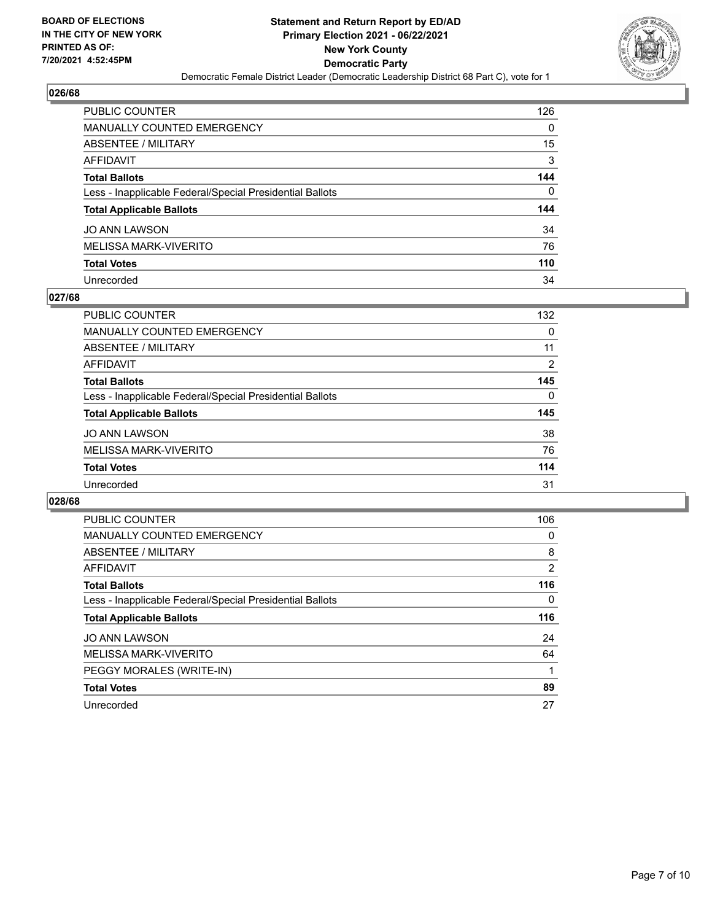BOARD OF ELECTIONS
IN THE CITY OF NEW YORK
PRINTED AS OF:
7/20/2021 4:52:45PM

**Statement and Return Report by ED/AD**
**Primary Election 2021 - 06/22/2021**
**New York County**
**Democratic Party**
Democratic Female District Leader (Democratic Leadership District 68 Part C), vote for 1

## 026/68

| | |
|---|---|
| PUBLIC COUNTER | 126 |
| MANUALLY COUNTED EMERGENCY | 0 |
| ABSENTEE / MILITARY | 15 |
| AFFIDAVIT | 3 |
| **Total Ballots** | **144** |
| Less - Inapplicable Federal/Special Presidential Ballots | 0 |
| **Total Applicable Ballots** | **144** |
| JO ANN LAWSON | 34 |
| MELISSA MARK-VIVERITO | 76 |
| **Total Votes** | **110** |
| Unrecorded | 34 |

## 027/68

| | |
|---|---|
| PUBLIC COUNTER | 132 |
| MANUALLY COUNTED EMERGENCY | 0 |
| ABSENTEE / MILITARY | 11 |
| AFFIDAVIT | 2 |
| **Total Ballots** | **145** |
| Less - Inapplicable Federal/Special Presidential Ballots | 0 |
| **Total Applicable Ballots** | **145** |
| JO ANN LAWSON | 38 |
| MELISSA MARK-VIVERITO | 76 |
| **Total Votes** | **114** |
| Unrecorded | 31 |

## 028/68

| | |
|---|---|
| PUBLIC COUNTER | 106 |
| MANUALLY COUNTED EMERGENCY | 0 |
| ABSENTEE / MILITARY | 8 |
| AFFIDAVIT | 2 |
| **Total Ballots** | **116** |
| Less - Inapplicable Federal/Special Presidential Ballots | 0 |
| **Total Applicable Ballots** | **116** |
| JO ANN LAWSON | 24 |
| MELISSA MARK-VIVERITO | 64 |
| PEGGY MORALES (WRITE-IN) | 1 |
| **Total Votes** | **89** |
| Unrecorded | 27 |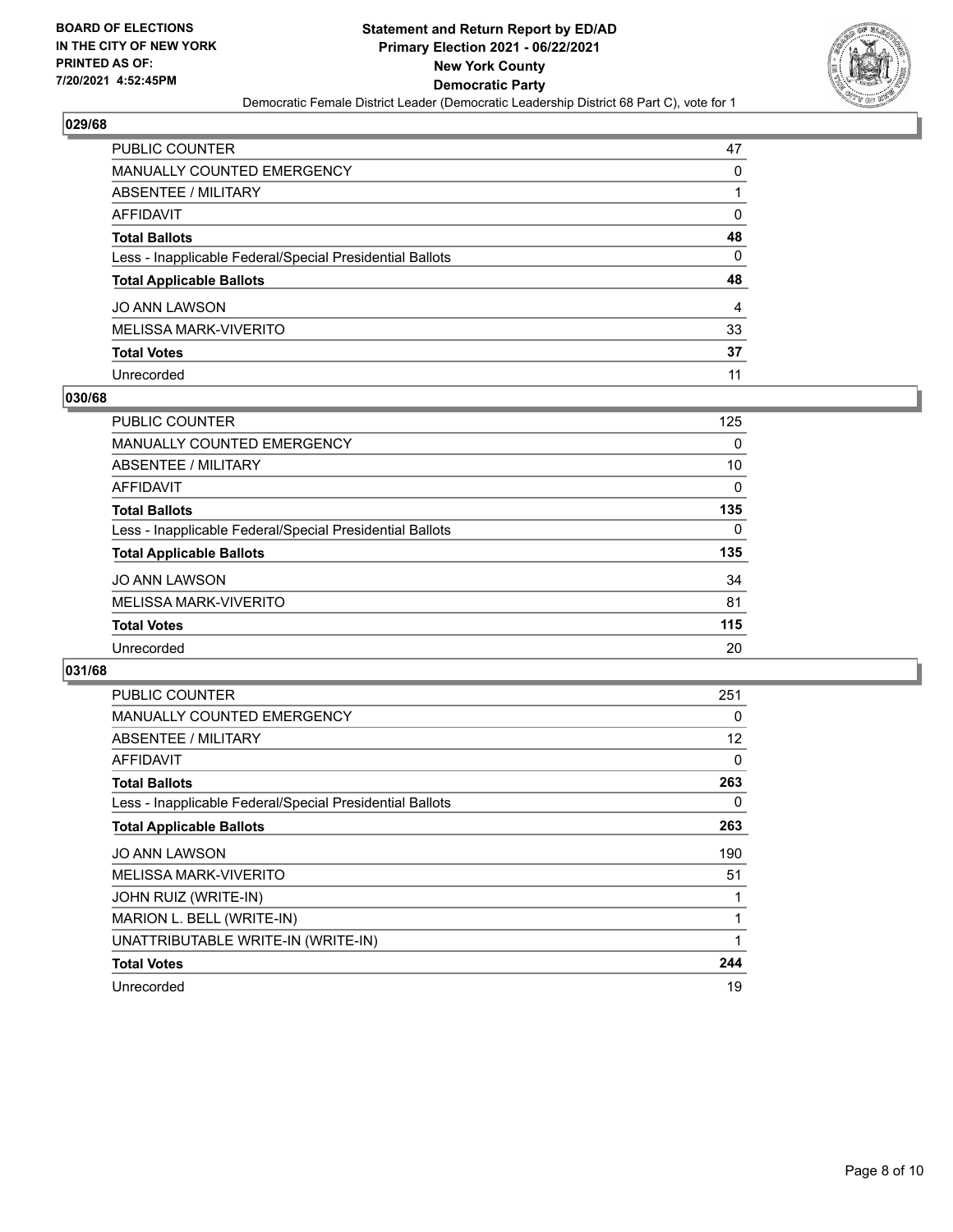## 029/68

| | |
|---|---|
| PUBLIC COUNTER | 47 |
| MANUALLY COUNTED EMERGENCY | 0 |
| ABSENTEE / MILITARY | 1 |
| AFFIDAVIT | 0 |
| **Total Ballots** | **48** |
| Less - Inapplicable Federal/Special Presidential Ballots | 0 |
| **Total Applicable Ballots** | **48** |
| JO ANN LAWSON | 4 |
| MELISSA MARK-VIVERITO | 33 |
| **Total Votes** | **37** |
| Unrecorded | 11 |

## 030/68

| | |
|---|---|
| PUBLIC COUNTER | 125 |
| MANUALLY COUNTED EMERGENCY | 0 |
| ABSENTEE / MILITARY | 10 |
| AFFIDAVIT | 0 |
| **Total Ballots** | **135** |
| Less - Inapplicable Federal/Special Presidential Ballots | 0 |
| **Total Applicable Ballots** | **135** |
| JO ANN LAWSON | 34 |
| MELISSA MARK-VIVERITO | 81 |
| **Total Votes** | **115** |
| Unrecorded | 20 |

## 031/68

| | |
|---|---|
| PUBLIC COUNTER | 251 |
| MANUALLY COUNTED EMERGENCY | 0 |
| ABSENTEE / MILITARY | 12 |
| AFFIDAVIT | 0 |
| **Total Ballots** | **263** |
| Less - Inapplicable Federal/Special Presidential Ballots | 0 |
| **Total Applicable Ballots** | **263** |
| JO ANN LAWSON | 190 |
| MELISSA MARK-VIVERITO | 51 |
| JOHN RUIZ (WRITE-IN) | 1 |
| MARION L. BELL (WRITE-IN) | 1 |
| UNATTRIBUTABLE WRITE-IN (WRITE-IN) | 1 |
| **Total Votes** | **244** |
| Unrecorded | 19 |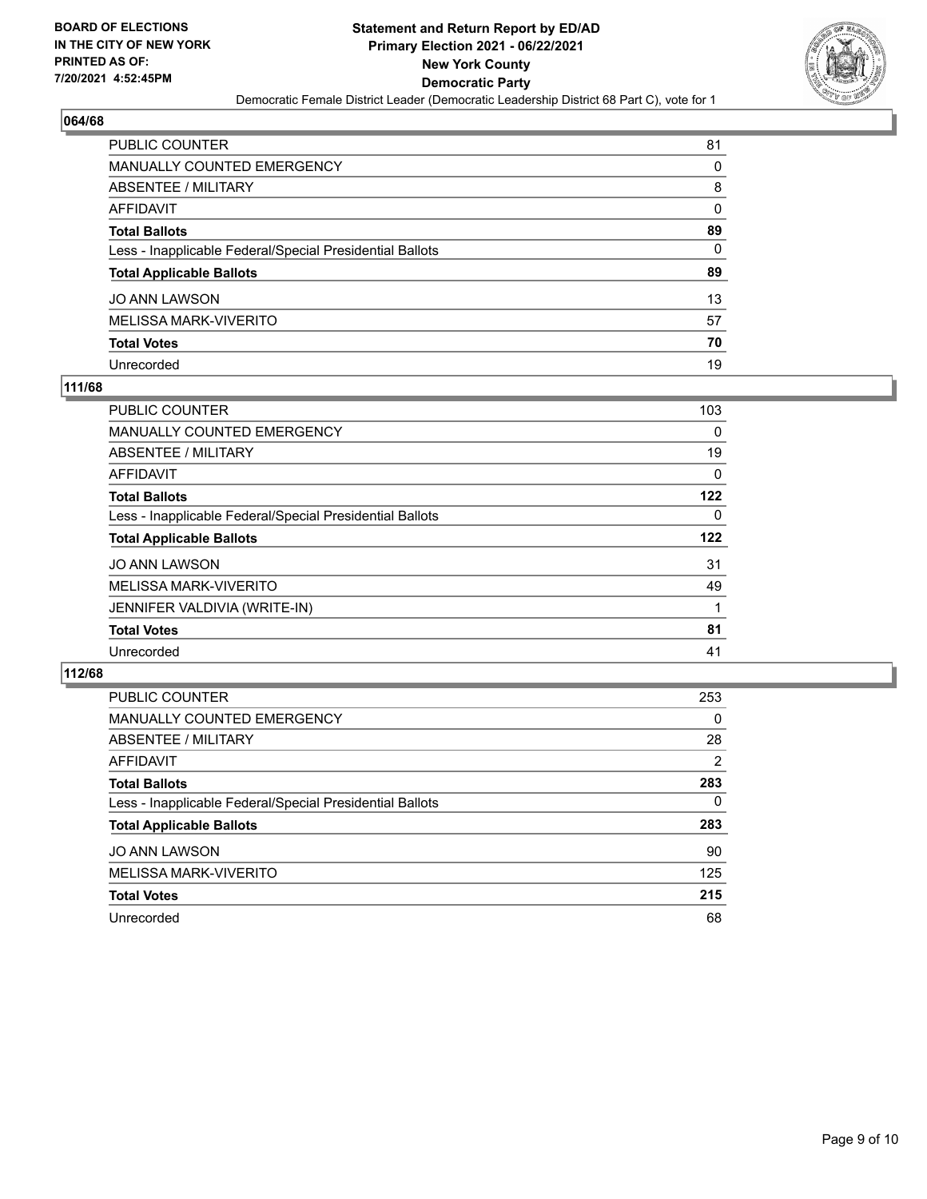## 064/68

| | |
|---|---|
| PUBLIC COUNTER | 81 |
| MANUALLY COUNTED EMERGENCY | 0 |
| ABSENTEE / MILITARY | 8 |
| AFFIDAVIT | 0 |
| **Total Ballots** | **89** |
| Less - Inapplicable Federal/Special Presidential Ballots | 0 |
| **Total Applicable Ballots** | **89** |
| JO ANN LAWSON | 13 |
| MELISSA MARK-VIVERITO | 57 |
| **Total Votes** | **70** |
| Unrecorded | 19 |

## 111/68

| | |
|---|---|
| PUBLIC COUNTER | 103 |
| MANUALLY COUNTED EMERGENCY | 0 |
| ABSENTEE / MILITARY | 19 |
| AFFIDAVIT | 0 |
| **Total Ballots** | **122** |
| Less - Inapplicable Federal/Special Presidential Ballots | 0 |
| **Total Applicable Ballots** | **122** |
| JO ANN LAWSON | 31 |
| MELISSA MARK-VIVERITO | 49 |
| JENNIFER VALDIVIA (WRITE-IN) | 1 |
| **Total Votes** | **81** |
| Unrecorded | 41 |

## 112/68

| | |
|---|---|
| PUBLIC COUNTER | 253 |
| MANUALLY COUNTED EMERGENCY | 0 |
| ABSENTEE / MILITARY | 28 |
| AFFIDAVIT | 2 |
| **Total Ballots** | **283** |
| Less - Inapplicable Federal/Special Presidential Ballots | 0 |
| **Total Applicable Ballots** | **283** |
| JO ANN LAWSON | 90 |
| MELISSA MARK-VIVERITO | 125 |
| **Total Votes** | **215** |
| Unrecorded | 68 |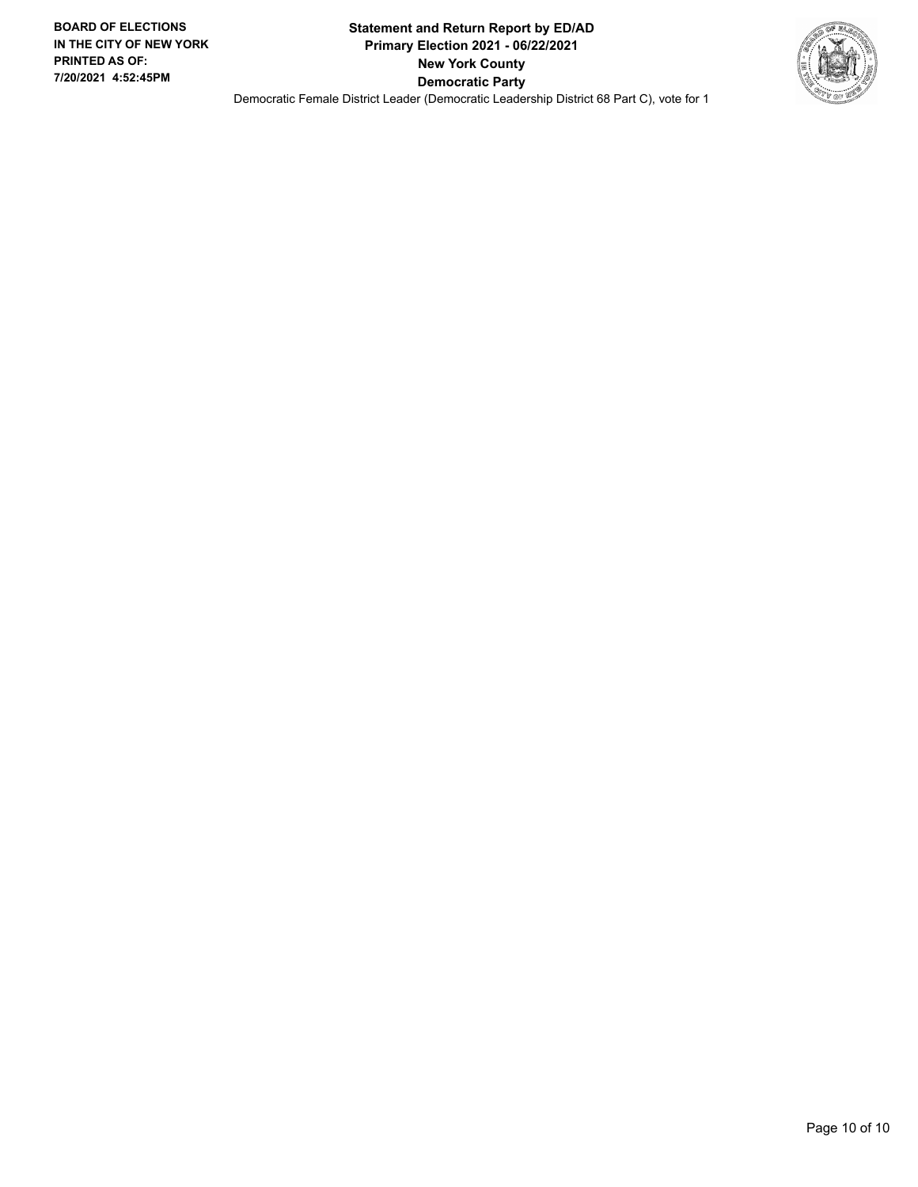Democratic Female District Leader (Democratic Leadership District 68 Part C), vote for 1